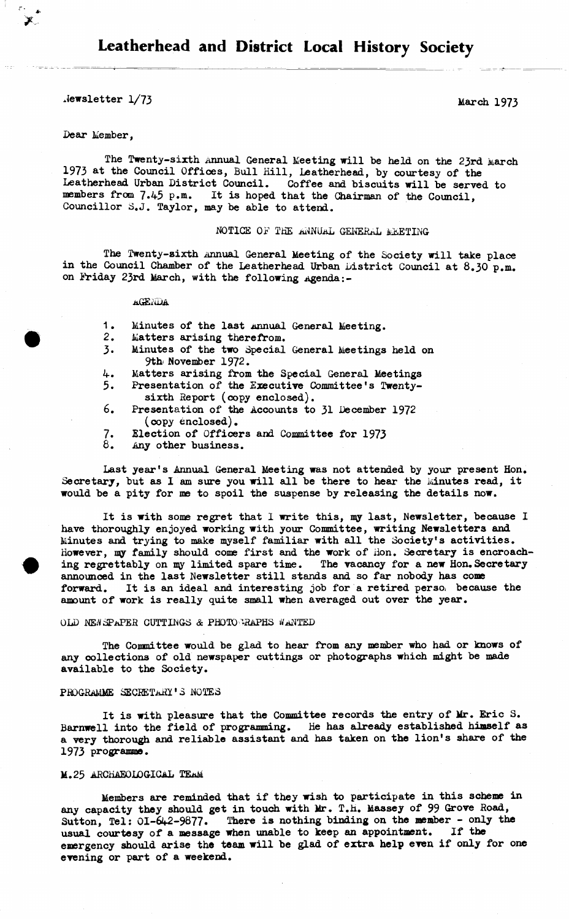# Leatherhead and District Local History Society

Newsletter 1/73

March 1973

Dear Member,

The Twenty-sixth Annual General Meeting will be held on the 23rd March 1973 at the Council Offices, Bull Hill, Leatherhead, by courtesy of the Leatherhead Urban District Council. Coffee and biscuits will be served to members from 7.45 p.m. It is hoped that the Chairman of the Council, Councillor S.J. Taylor, may be able to attend.

NOTICE OF THE ANNUAL GENERAL MEETING

The Twenty-sixth Annual General Meeting of the Society will take place in the Council Chamber of the Leatherhead Urban District Council at 8.30 p.m. on Friday 23rd March, with the following Agenda:-

AGENDA

1. Minutes of the last Annual General Meeting.
2. Matters arising therefrom.
3. Minutes of the two Special General Meetings held on 9th November 1972.
4. Matters arising from the Special General Meetings
5. Presentation of the Executive Committee's Twenty-sixth Report (copy enclosed).
6. Presentation of the Accounts to 31 December 1972 (copy enclosed).
7. Election of Officers and Committee for 1973
8. Any other business.

Last year's Annual General Meeting was not attended by your present Hon. Secretary, but as I am sure you will all be there to hear the Minutes read, it would be a pity for me to spoil the suspense by releasing the details now.

It is with some regret that I write this, my last, Newsletter, because I have thoroughly enjoyed working with your Committee, writing Newsletters and Minutes and trying to make myself familiar with all the Society's activities. However, my family should come first and the work of Hon. Secretary is encroaching regrettably on my limited spare time. The vacancy for a new Hon. Secretary announced in the last Newsletter still stands and so far nobody has come forward. It is an ideal and interesting job for a retired perso, because the amount of work is really quite small when averaged out over the year.

OLD NEWSPAPER CUTTINGS & PHOTOGRAPHS WANTED

The Committee would be glad to hear from any member who had or knows of any collections of old newspaper cuttings or photographs which might be made available to the Society.

PROGRAMME SECRETARY'S NOTES

It is with pleasure that the Committee records the entry of Mr. Eric S. Barnwell into the field of programming. He has already established himself as a very thorough and reliable assistant and has taken on the lion's share of the 1973 programme.

M.25 ARCHAEOLOGICAL TEAM

Members are reminded that if they wish to participate in this scheme in any capacity they should get in touch with Mr. T.H. Massey of 99 Grove Road, Sutton, Tel: 01-642-9877. There is nothing binding on the member - only the usual courtesy of a message when unable to keep an appointment. If the emergency should arise the team will be glad of extra help even if only for one evening or part of a weekend.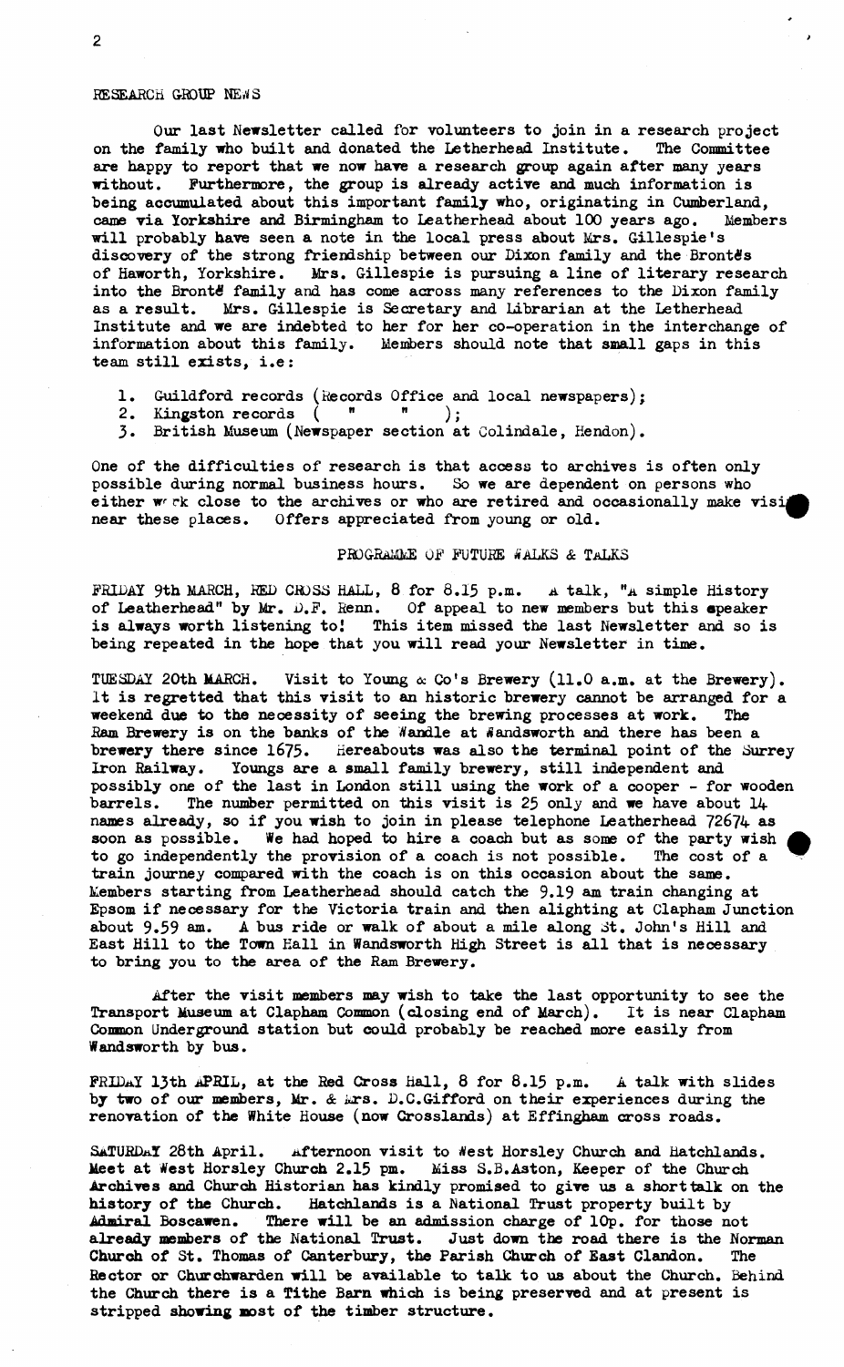## RESEARCH GROUP NEWS

Our last Newsletter called for volunteers to join in a research project on the family who built and donated the Letherhead Institute. The Committee are happy to report that we now have a research group again after many years without. Furthermore, the group is already active and much information is being accumulated about this important family who, originating in Cumberland, came via Yorkshire and Birmingham to Leatherhead about 100 years ago. Members will probably have seen a note in the local press about Mrs. Gillespie's discovery of the strong friendship between our Dixon family and the Brontës of Haworth, Yorkshire. Mrs. Gillespie is pursuing a line of literary research into the Brontë family and has come across many references to the Dixon family as a result. Mrs. Gillespie is Secretary and Librarian at the Letherhead Institute and we are indebted to her for her co-operation in the interchange of information about this family. Members should note that small gaps in this team still exists, i.e:

1. Guildford records (Records Office and local newspapers);
2. Kingston records ( " " );
3. British Museum (Newspaper section at Colindale, Hendon).

One of the difficulties of research is that access to archives is often only possible during normal business hours. So we are dependent on persons who either work close to the archives or who are retired and occasionally make visi near these places. Offers appreciated from young or old.

## PROGRAMME OF FUTURE WALKS & TALKS

FRIDAY 9th MARCH, RED CROSS HALL, 8 for 8.15 p.m. A talk, "A simple History of Leatherhead" by Mr. D.F. Renn. Of appeal to new members but this speaker is always worth listening to! This item missed the last Newsletter and so is being repeated in the hope that you will read your Newsletter in time.

TUESDAY 20th MARCH. Visit to Young & Co's Brewery (11.0 a.m. at the Brewery). It is regretted that this visit to an historic brewery cannot be arranged for a weekend due to the necessity of seeing the brewing processes at work. The Ram Brewery is on the banks of the Wandle at Wandsworth and there has been a brewery there since 1675. Hereabouts was also the terminal point of the Surrey Iron Railway. Youngs are a small family brewery, still independent and possibly one of the last in London still using the work of a cooper - for wooden barrels. The number permitted on this visit is 25 only and we have about 14 names already, so if you wish to join in please telephone Leatherhead 72674 as soon as possible. We had hoped to hire a coach but as some of the party wish to go independently the provision of a coach is not possible. The cost of a train journey compared with the coach is on this occasion about the same. Members starting from Leatherhead should catch the 9.19 am train changing at Epsom if necessary for the Victoria train and then alighting at Clapham Junction about 9.59 am. A bus ride or walk of about a mile along St. John's Hill and East Hill to the Town Hall in Wandsworth High Street is all that is necessary to bring you to the area of the Ram Brewery.

After the visit members may wish to take the last opportunity to see the Transport Museum at Clapham Common (closing end of March). It is near Clapham Common Underground station but could probably be reached more easily from Wandsworth by bus.

FRIDAY 13th APRIL, at the Red Cross Hall, 8 for 8.15 p.m. A talk with slides by two of our members, Mr. & Mrs. D.C.Gifford on their experiences during the renovation of the White House (now Crosslands) at Effingham cross roads.

SATURDAY 28th April. Afternoon visit to West Horsley Church and Hatchlands. Meet at West Horsley Church 2.15 pm. Miss S.B.Aston, Keeper of the Church Archives and Church Historian has kindly promised to give us a short talk on the history of the Church. Hatchlands is a National Trust property built by Admiral Boscawen. There will be an admission charge of 10p. for those not already members of the National Trust. Just down the road there is the Norman Church of St. Thomas of Canterbury, the Parish Church of East Clandon. The Rector or Churchwarden will be available to talk to us about the Church. Behind the Church there is a Tithe Barn which is being preserved and at present is stripped showing most of the timber structure.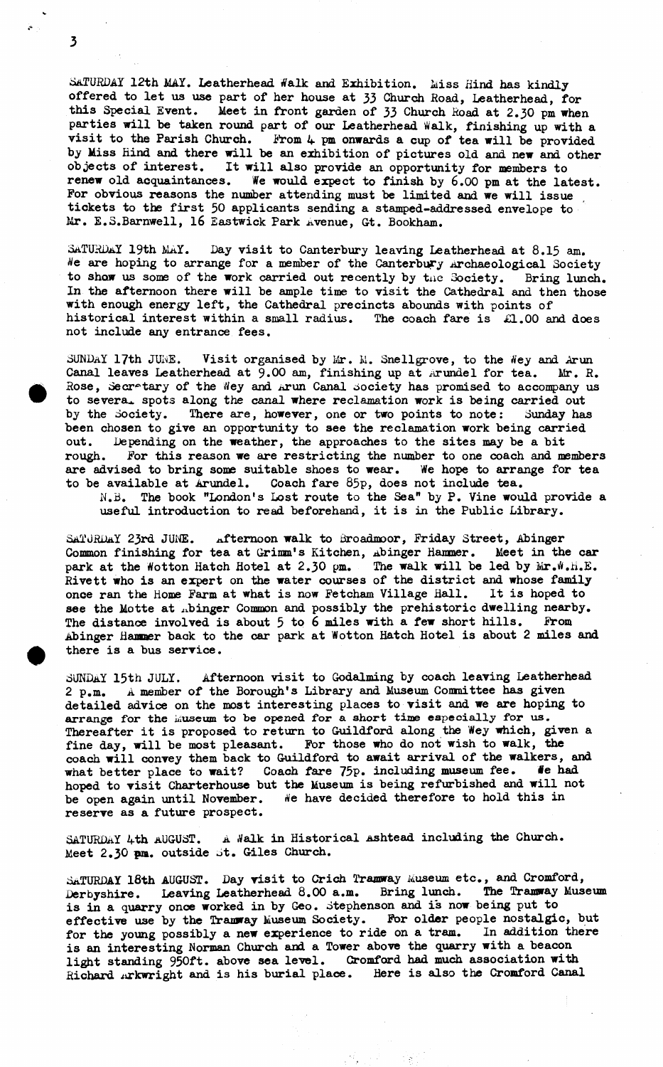SATURDAY 12th MAY. Leatherhead Walk and Exhibition. Miss Hind has kindly offered to let us use part of her house at 33 Church Road, Leatherhead, for this Special Event. Meet in front garden of 33 Church Road at 2.30 pm when parties will be taken round part of our Leatherhead Walk, finishing up with a visit to the Parish Church. From 4 pm onwards a cup of tea will be provided by Miss Hind and there will be an exhibition of pictures old and new and other objects of interest. It will also provide an opportunity for members to renew old acquaintances. We would expect to finish by 6.00 pm at the latest. For obvious reasons the number attending must be limited and we will issue tickets to the first 50 applicants sending a stamped-addressed envelope to Mr. E.S.Barnwell, 16 Eastwick Park Avenue, Gt. Bookham.

SATURDAY 19th MAY. Day visit to Canterbury leaving Leatherhead at 8.15 am. We are hoping to arrange for a member of the Canterbury Archaeological Society to show us some of the work carried out recently by the Society. Bring lunch. In the afternoon there will be ample time to visit the Cathedral and then those with enough energy left, the Cathedral precincts abounds with points of historical interest within a small radius. The coach fare is £1.00 and does not include any entrance fees.

SUNDAY 17th JUNE. Visit organised by Mr. M. Snellgrove, to the Wey and Arun Canal leaves Leatherhead at 9.00 am, finishing up at Arundel for tea. Mr. R. Rose, Secretary of the Wey and Arun Canal Society has promised to accompany us to several spots along the canal where reclamation work is being carried out by the Society. There are, however, one or two points to note: Sunday has been chosen to give an opportunity to see the reclamation work being carried out. Depending on the weather, the approaches to the sites may be a bit rough. For this reason we are restricting the number to one coach and members are advised to bring some suitable shoes to wear. We hope to arrange for tea to be available at Arundel. Coach fare 85p, does not include tea.

N.B. The book "London's Lost route to the Sea" by P. Vine would provide a useful introduction to read beforehand, it is in the Public Library.

SATURDAY 23rd JUNE. Afternoon walk to Broadmoor, Friday Street, Abinger Common finishing for tea at Grimm's Kitchen, Abinger Hammer. Meet in the car park at the Wotton Hatch Hotel at 2.30 pm. The walk will be led by Mr.W.H.E. Rivett who is an expert on the water courses of the district and whose family once ran the Home Farm at what is now Fetcham Village Hall. It is hoped to see the Motte at Abinger Common and possibly the prehistoric dwelling nearby. The distance involved is about 5 to 6 miles with a few short hills. From Abinger Hammer back to the car park at Wotton Hatch Hotel is about 2 miles and there is a bus service.

SUNDAY 15th JULY. Afternoon visit to Godalming by coach leaving Leatherhead 2 p.m. A member of the Borough's Library and Museum Committee has given detailed advice on the most interesting places to visit and we are hoping to arrange for the Museum to be opened for a short time especially for us. Thereafter it is proposed to return to Guildford along the Wey which, given a fine day, will be most pleasant. For those who do not wish to walk, the coach will convey them back to Guildford to await arrival of the walkers, and what better place to wait? Coach fare 75p. including museum fee. We had hoped to visit Charterhouse but the Museum is being refurbished and will not be open again until November. We have decided therefore to hold this in reserve as a future prospect.

SATURDAY 4th AUGUST. A Walk in Historical Ashtead including the Church. Meet 2.30 pm. outside St. Giles Church.

SATURDAY 18th AUGUST. Day visit to Crich Tramway Museum etc., and Cromford, Derbyshire. Leaving Leatherhead 8.00 a.m. Bring lunch. The Tramway Museum is in a quarry once worked in by Geo. Stephenson and is now being put to effective use by the Tramway Museum Society. For older people nostalgic, but for the young possibly a new experience to ride on a tram. In addition there is an interesting Norman Church and a Tower above the quarry with a beacon light standing 950ft. above sea level. Cromford had much association with Richard Arkwright and is his burial place. Here is also the Cromford Canal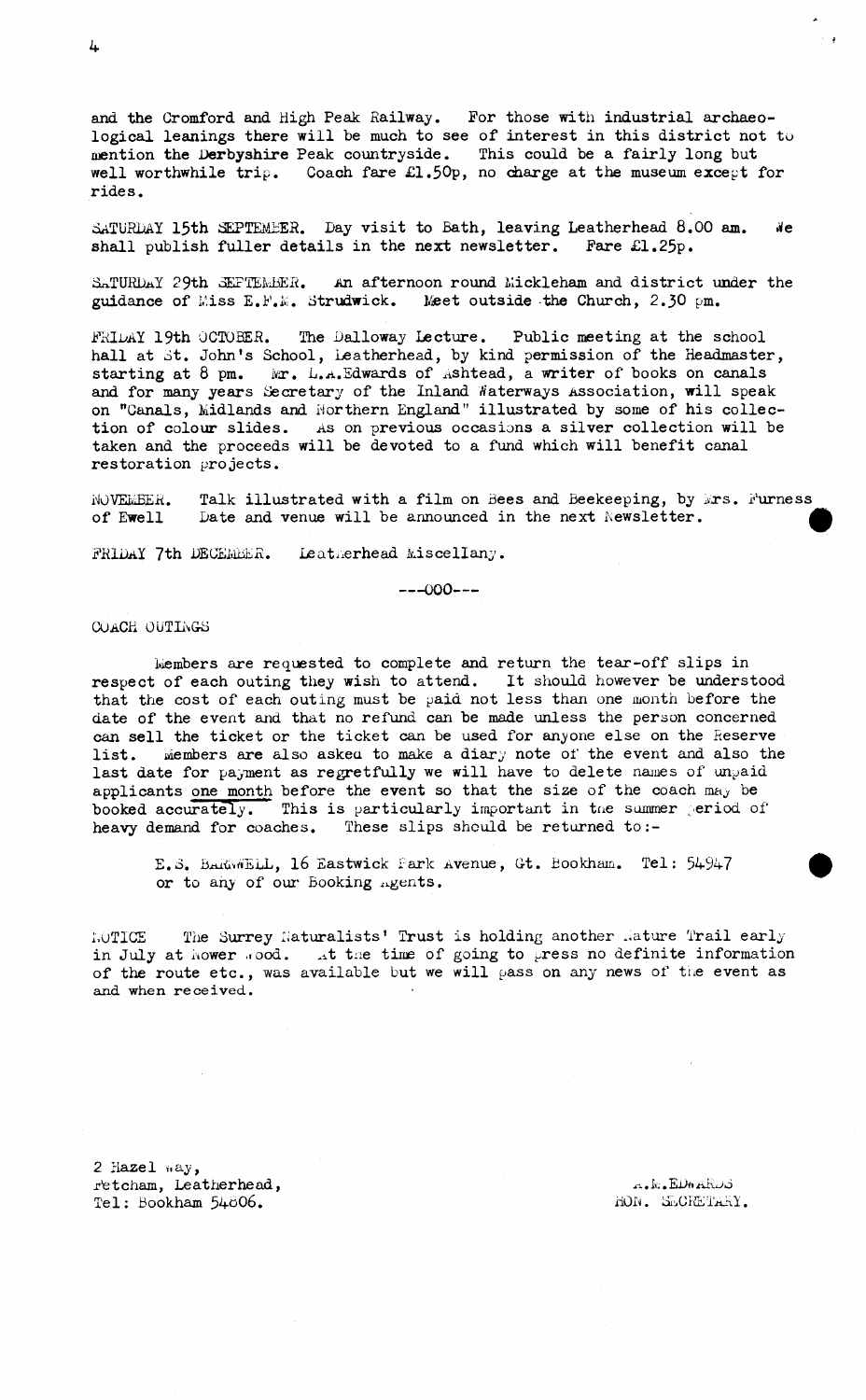and the Cromford and High Peak Railway. For those with industrial archaeological leanings there will be much to see of interest in this district not to mention the Derbyshire Peak countryside. This could be a fairly long but well worthwhile trip. Coach fare £1.50p, no charge at the museum except for rides.

SATURDAY 15th SEPTEMBER. Day visit to Bath, leaving Leatherhead 8.00 am. We shall publish fuller details in the next newsletter. Fare £1.25p.

SATURDAY 29th SEPTEMBER. An afternoon round Mickleham and district under the guidance of Miss E.F.M. Strudwick. Meet outside the Church, 2.30 pm.

FRIDAY 19th OCTOBER. The Dalloway Lecture. Public meeting at the school hall at St. John's School, Leatherhead, by kind permission of the Headmaster, starting at 8 pm. Mr. L.A.Edwards of Ashtead, a writer of books on canals and for many years Secretary of the Inland Waterways Association, will speak on "Canals, Midlands and Northern England" illustrated by some of his collection of colour slides. As on previous occasions a silver collection will be taken and the proceeds will be devoted to a fund which will benefit canal restoration projects.

NOVEMBER. Talk illustrated with a film on Bees and Beekeeping, by Mrs. Furness of Ewell Date and venue will be announced in the next Newsletter.

FRIDAY 7th DECEMBER. Leatherhead Miscellany.

---000---

COACH OUTINGS

Members are requested to complete and return the tear-off slips in respect of each outing they wish to attend. It should however be understood that the cost of each outing must be paid not less than one month before the date of the event and that no refund can be made unless the person concerned can sell the ticket or the ticket can be used for anyone else on the Reserve list. Members are also asked to make a diary note of the event and also the last date for payment as regretfully we will have to delete names of unpaid applicants one month before the event so that the size of the coach may be booked accurately. This is particularly important in the summer period of heavy demand for coaches. These slips should be returned to:-

> E.S. BARNWELL, 16 Eastwick Park Avenue, Gt. Bookham. Tel: 54947
> or to any of our Booking Agents.

NOTICE The Surrey Naturalists' Trust is holding another Nature Trail early in July at Nower Wood. At the time of going to press no definite information of the route etc., was available but we will pass on any news of the event as and when received.

2 Hazel Way,
Fetcham, Leatherhead,
Tel: Bookham 54606.

A.M.EDWARDS
HON. SECRETARY.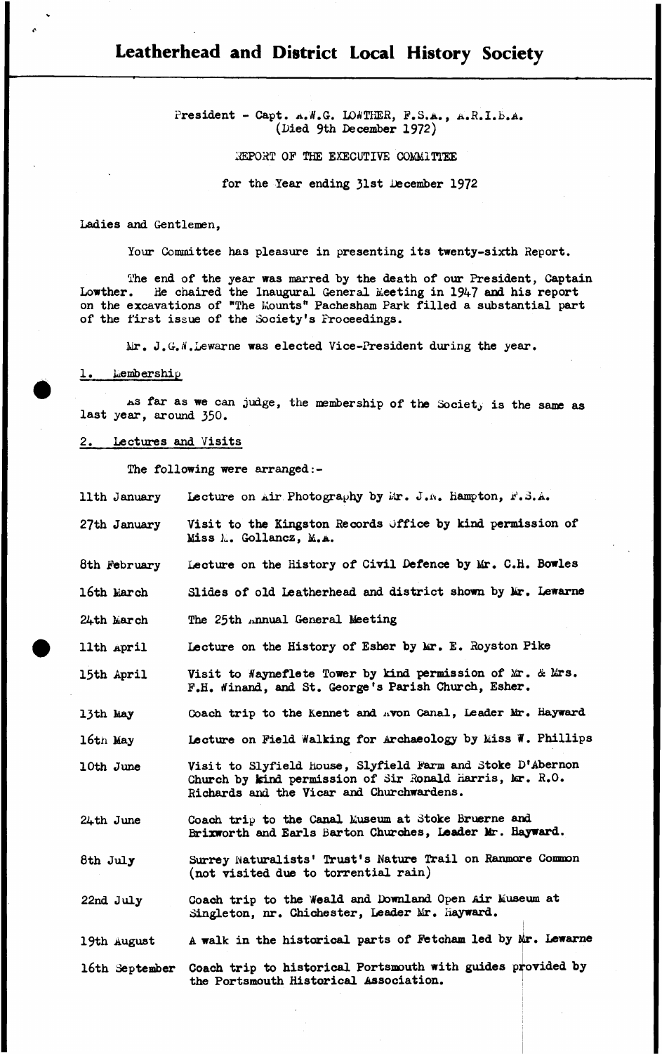# Leatherhead and District Local History Society

President - Capt. A.W.G. LOWTHER, F.S.A., A.R.I.B.A.
(Died 9th December 1972)

REPORT OF THE EXECUTIVE COMMITTEE

for the Year ending 31st December 1972

Ladies and Gentlemen,

Your Committee has pleasure in presenting its twenty-sixth Report.

The end of the year was marred by the death of our President, Captain Lowther. He chaired the Inaugural General Meeting in 1947 and his report on the excavations of "The Mounts" Pachesham Park filled a substantial part of the first issue of the Society's Proceedings.

Mr. J.G.W.Lewarne was elected Vice-President during the year.

## 1. Membership

As far as we can judge, the membership of the Society is the same as last year, around 350.

## 2. Lectures and Visits

The following were arranged:-

| | |
|---|---|
| 11th January | Lecture on Air Photography by Mr. J.A. Hampton, F.S.A. |
| 27th January | Visit to the Kingston Records Office by kind permission of Miss M. Gollancz, M.A. |
| 8th February | Lecture on the History of Civil Defence by Mr. C.H. Bowles |
| 16th March | Slides of old Leatherhead and district shown by Mr. Lewarne |
| 24th March | The 25th Annual General Meeting |
| 11th April | Lecture on the History of Esher by Mr. E. Royston Pike |
| 15th April | Visit to Wayneflete Tower by kind permission of Mr. & Mrs. F.H. Winand, and St. George's Parish Church, Esher. |
| 13th May | Coach trip to the Kennet and Avon Canal, Leader Mr. Hayward |
| 16th May | Lecture on Field Walking for Archaeology by Miss W. Phillips |
| 10th June | Visit to Slyfield House, Slyfield Farm and Stoke D'Abernon Church by kind permission of Sir Ronald Harris, Mr. R.O. Richards and the Vicar and Churchwardens. |
| 24th June | Coach trip to the Canal Museum at Stoke Bruerne and Brixworth and Earls Barton Churches, Leader Mr. Hayward. |
| 8th July | Surrey Naturalists' Trust's Nature Trail on Ranmore Common (not visited due to torrential rain) |
| 22nd July | Coach trip to the Weald and Downland Open Air Museum at Singleton, nr. Chichester, Leader Mr. Hayward. |
| 19th August | A walk in the historical parts of Fetcham led by Mr. Lewarne |
| 16th September | Coach trip to historical Portsmouth with guides provided by the Portsmouth Historical Association. |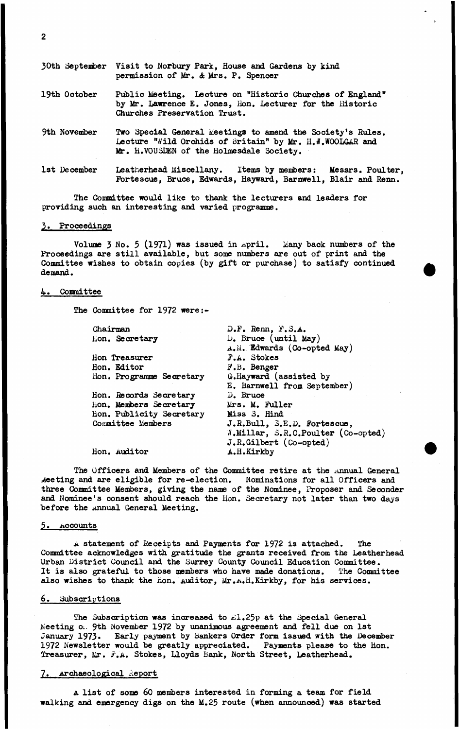| | |
|---|---|
| 30th September | Visit to Norbury Park, House and Gardens by kind permission of Mr. & Mrs. P. Spencer |
| 19th October | Public Meeting. Lecture on "Historic Churches of England" by Mr. Lawrence E. Jones, Hon. Lecturer for the Historic Churches Preservation Trust. |
| 9th November | Two Special General Meetings to amend the Society's Rules. Lecture "Wild Orchids of Britain" by Mr. H.W.WOOLGAR and Mr. H.VOUSDEN of the Holmesdale Society. |
| 1st December | Leatherhead Miscellany. Items by members: Messrs. Poulter, Fortescue, Bruce, Edwards, Hayward, Barnwell, Blair and Renn. |

The Committee would like to thank the lecturers and leaders for providing such an interesting and varied programme.

## 3. Proceedings

Volume 3 No. 5 (1971) was issued in April. Many back numbers of the Proceedings are still available, but some numbers are out of print and the Committee wishes to obtain copies (by gift or purchase) to satisfy continued demand.

## 4. Committee

The Committee for 1972 were:-

| | |
|---|---|
| Chairman | D.F. Renn, F.S.A. |
| Hon. Secretary | D. Bruce (until May) A.M. Edwards (Co-opted May) |
| Hon Treasurer | F.A. Stokes |
| Hon. Editor | F.B. Benger |
| Hon. Programme Secretary | G.Hayward (assisted by E. Barnwell from September) |
| Hon. Records Secretary | D. Bruce |
| Hon. Members Secretary | Mrs. M. Fuller |
| Hon. Publicity Secretary | Miss S. Hind |
| Committee Members | J.R.Bull, S.E.D. Fortescue, W.Millar, S.R.C.Poulter (Co-opted) J.R.Gilbert (Co-opted) |
| Hon. Auditor | A.H.Kirkby |

The Officers and Members of the Committee retire at the Annual General Meeting and are eligible for re-election. Nominations for all Officers and three Committee Members, giving the name of the Nominee, Proposer and Seconder and Nominee's consent should reach the Hon. Secretary not later than two days before the Annual General Meeting.

## 5. Accounts

A statement of Receipts and Payments for 1972 is attached. The Committee acknowledges with gratitude the grants received from the Leatherhead Urban District Council and the Surrey County Council Education Committee. It is also grateful to those members who have made donations. The Committee also wishes to thank the Hon. Auditor, Mr.A.H.Kirkby, for his services.

## 6. Subscriptions

The Subscription was increased to £1.25p at the Special General Meeting on 9th November 1972 by unanimous agreement and fell due on 1st January 1973. Early payment by Bankers Order form issued with the December 1972 Newsletter would be greatly appreciated. Payments please to the Hon. Treasurer, Mr. F.A. Stokes, Lloyds Bank, North Street, Leatherhead.

## 7. Archaeological Report

A list of some 60 members interested in forming a team for field walking and emergency digs on the M.25 route (when announced) was started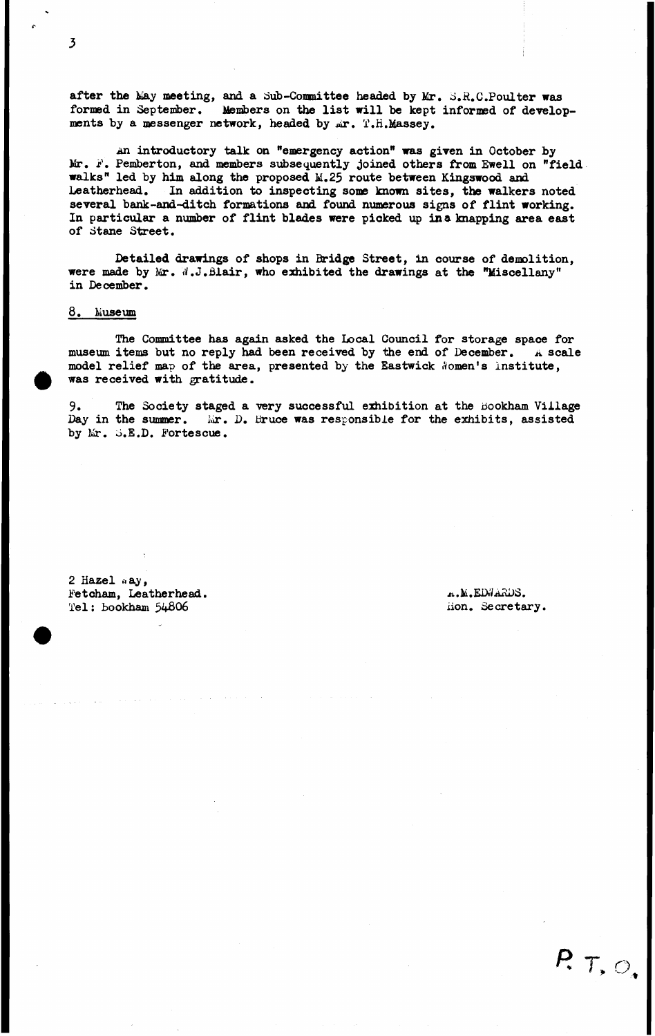after the May meeting, and a Sub-Committee headed by Mr. S.R.C.Poulter was formed in September. Members on the list will be kept informed of developments by a messenger network, headed by Mr. T.H.Massey.

An introductory talk on "emergency action" was given in October by Mr. F. Pemberton, and members subsequently joined others from Ewell on "field walks" led by him along the proposed M.25 route between Kingswood and Leatherhead. In addition to inspecting some known sites, the walkers noted several bank-and-ditch formations and found numerous signs of flint working. In particular a number of flint blades were picked up in a knapping area east of Stane Street.

Detailed drawings of shops in Bridge Street, in course of demolition, were made by Mr. W.J.Blair, who exhibited the drawings at the "Miscellany" in December.

## 8. Museum

The Committee has again asked the Local Council for storage space for museum items but no reply had been received by the end of December. A scale model relief map of the area, presented by the Eastwick Women's Institute, was received with gratitude.

9. The Society staged a very successful exhibition at the Bookham Village Day in the summer. Mr. D. Bruce was responsible for the exhibits, assisted by Mr. S.E.D. Fortescue.

2 Hazel Way,
Fetcham, Leatherhead.
Tel: Bookham 54806

A.M.EDWARDS.
Hon. Secretary.

P. T. O.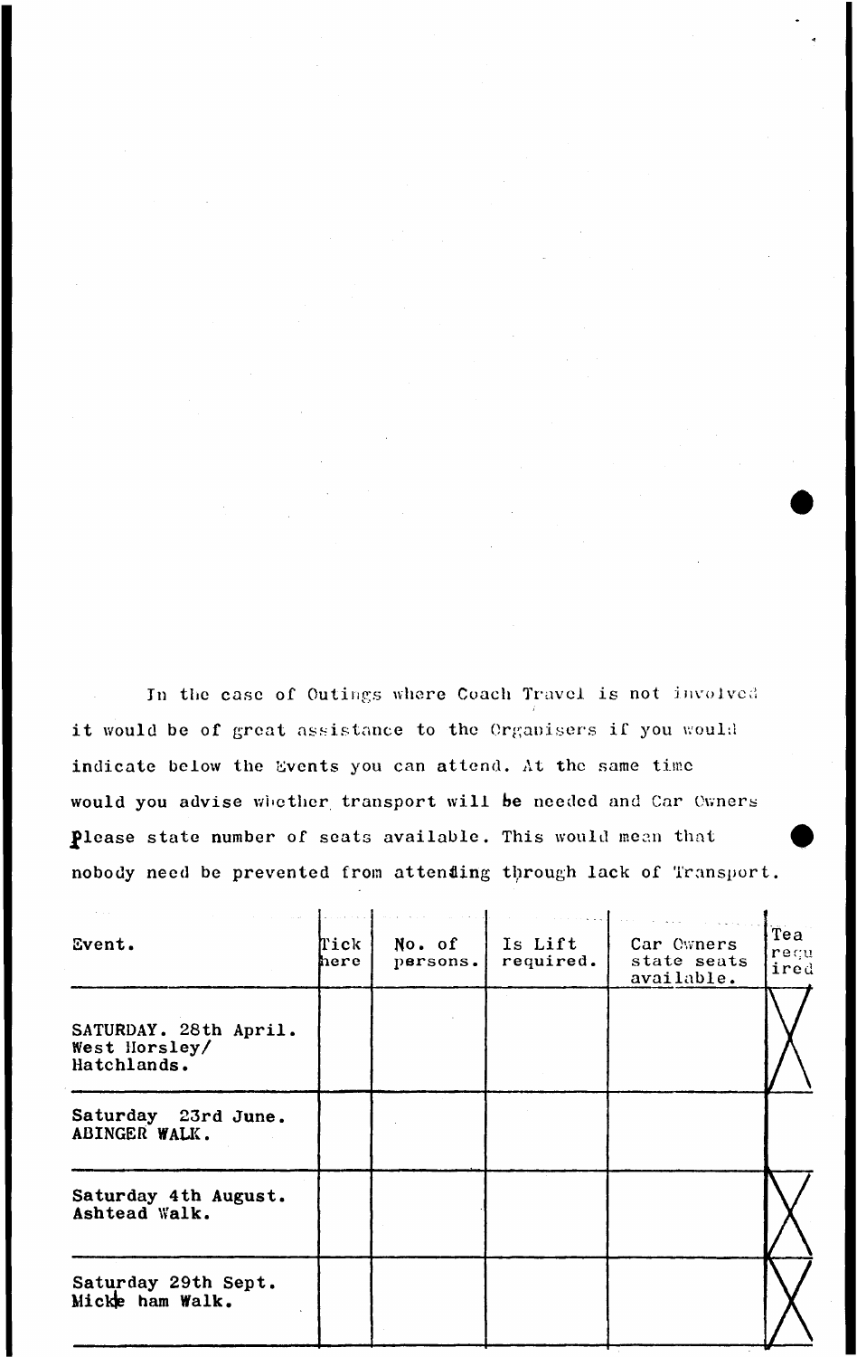In the case of Outings where Coach Travel is not involved it would be of great assistance to the Organisers if you would indicate below the Events you can attend. At the same time would you advise whether transport will be needed and Car Owners please state number of seats available. This would mean that nobody need be prevented from attending through lack of Transport.

| Event. | Tick here | No. of persons. | Is Lift required. | Car Owners state seats available. | Tea required |
|---|---|---|---|---|---|
| SATURDAY. 28th April. West Horsley/ Hatchlands. | | | | | X |
| Saturday 23rd June. ABINGER WALK. | | | | | |
| Saturday 4th August. Ashtead Walk. | | | | | X |
| Saturday 29th Sept. Mickleham Walk. | | | | | X |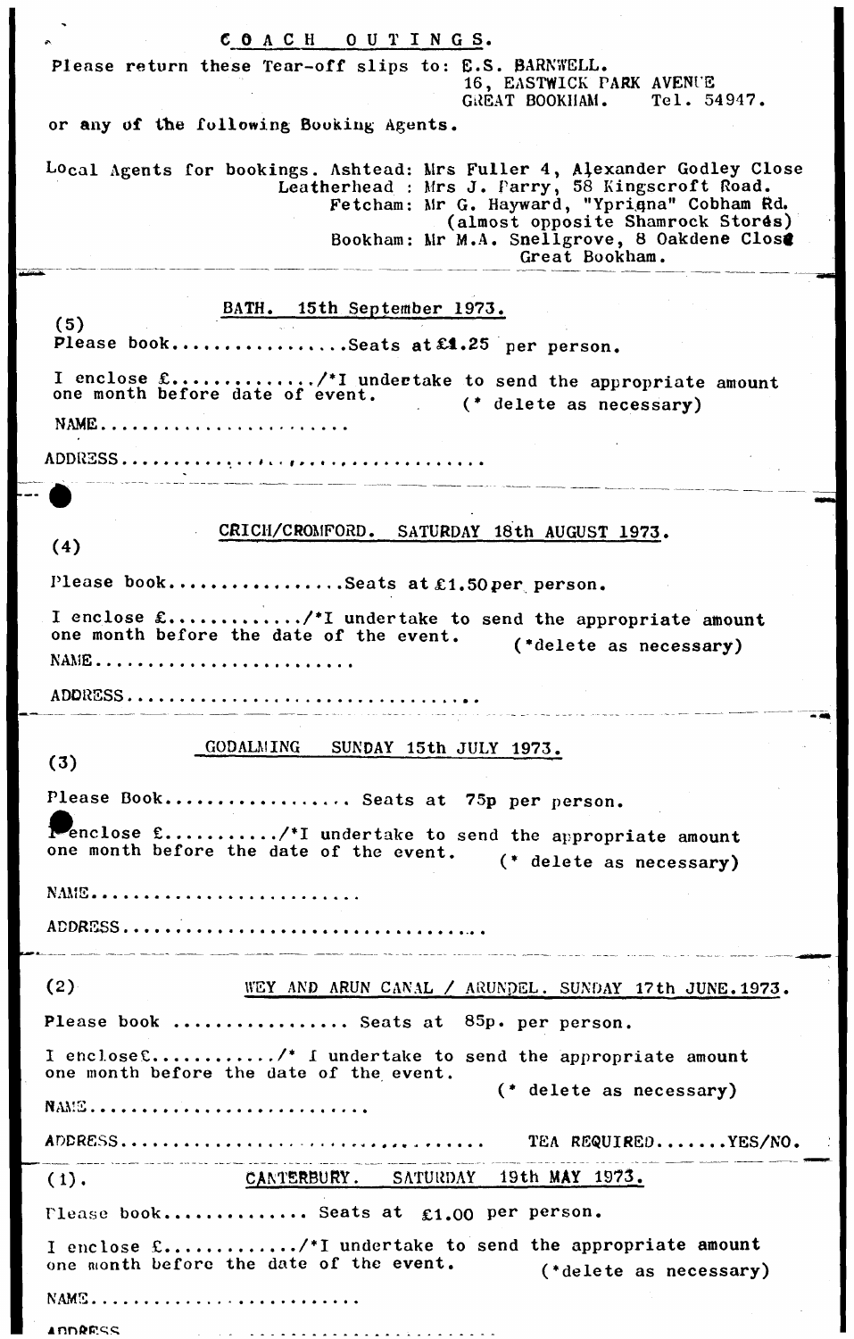# COACH OUTINGS.

Please return these Tear-off slips to: E.S. BARNWELL.
16, EASTWICK PARK AVENUE
GREAT BOOKHAM. Tel. 54947.

or any of the following Booking Agents.

Local Agents for bookings. Ashtead: Mrs Fuller 4, Alexander Godley Close
Leatherhead : Mrs J. Parry, 58 Kingscroft Road.
Fetcham: Mr G. Hayward, "Yprigna" Cobham Rd. (almost opposite Shamrock Stores)
Bookham: Mr M.A. Snellgrove, 8 Oakdene Close Great Bookham.

---

## BATH. 15th September 1973.

(5)

Please book................Seats at £1.25 per person.

I enclose £............../*I undertake to send the appropriate amount one month before date of event. (* delete as necessary)

NAME......................

ADDRESS..................................

---

## CRICH/CROMFORD. SATURDAY 18th AUGUST 1973.

(4)

Please book................Seats at £1.50 per person.

I enclose £............../*I undertake to send the appropriate amount one month before the date of the event. (*delete as necessary)

NAME......................

ADDRESS................................

---

## GODALMING SUNDAY 15th JULY 1973.

(3)

Please Book.................. Seats at 75p per person.

I enclose £.........../*I undertake to send the appropriate amount one month before the date of the event. (* delete as necessary)

NAME.........................

ADDRESS...................................

---

## WEY AND ARUN CANAL / ARUNDEL. SUNDAY 17th JUNE.1973.

(2)

Please book ................. Seats at 85p. per person.

I enclose£.........../* I undertake to send the appropriate amount one month before the date of the event. (* delete as necessary)

NAME..........................

ADDRESS.................................. TEA REQUIRED.......YES/NO.

---

## CANTERBURY. SATURDAY 19th MAY 1973.

(1).

Please book............. Seats at £1.00 per person.

I enclose £............/*I undertake to send the appropriate amount one month before the date of the event. (*delete as necessary)

NAME.........................

ADDRESS..................................